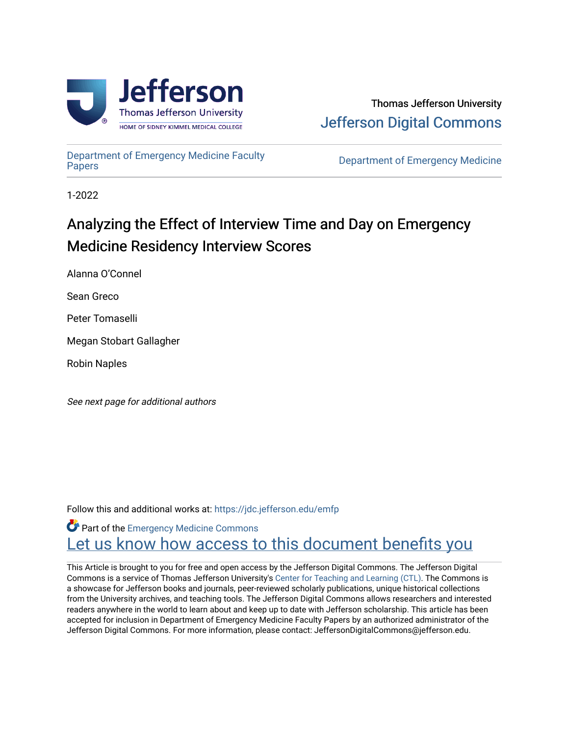Thomas Jefferson University

Jefferson Digital Commons

Department of Emergency Medicine Faculty Papers

Department of Emergency Medicine

1-2022

# Analyzing the Effect of Interview Time and Day on Emergency Medicine Residency Interview Scores

Alanna O'Connel

Sean Greco

Peter Tomaselli

Megan Stobart Gallagher

Robin Naples

*See next page for additional authors*

Follow this and additional works at: https://jdc.jefferson.edu/emfp

Part of the Emergency Medicine Commons

Let us know how access to this document benefits you

This Article is brought to you for free and open access by the Jefferson Digital Commons. The Jefferson Digital Commons is a service of Thomas Jefferson University's Center for Teaching and Learning (CTL). The Commons is a showcase for Jefferson books and journals, peer-reviewed scholarly publications, unique historical collections from the University archives, and teaching tools. The Jefferson Digital Commons allows researchers and interested readers anywhere in the world to learn about and keep up to date with Jefferson scholarship. This article has been accepted for inclusion in Department of Emergency Medicine Faculty Papers by an authorized administrator of the Jefferson Digital Commons. For more information, please contact: JeffersonDigitalCommons@jefferson.edu.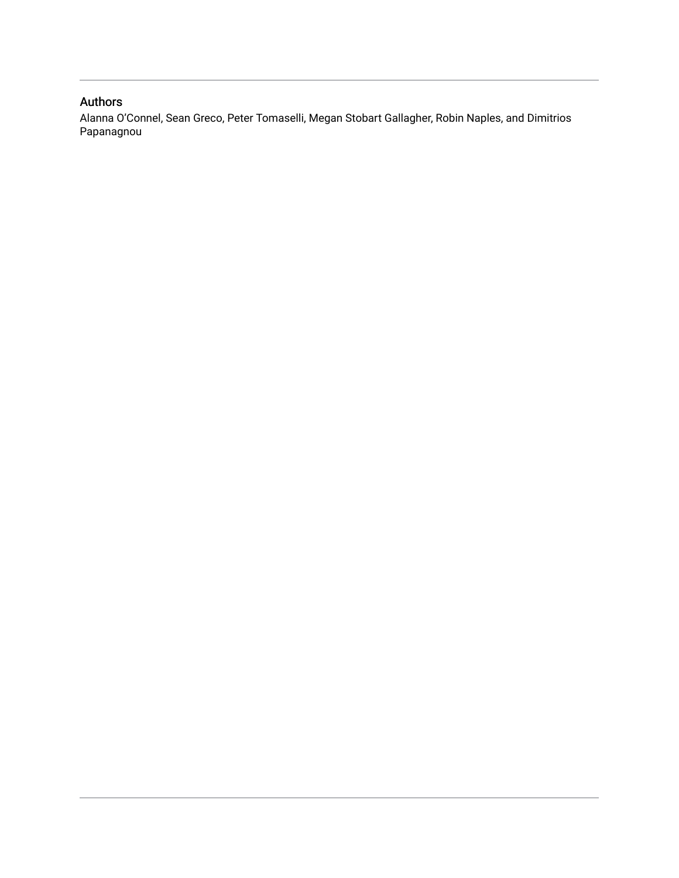## Authors

Alanna O'Connel, Sean Greco, Peter Tomaselli, Megan Stobart Gallagher, Robin Naples, and Dimitrios Papanagnou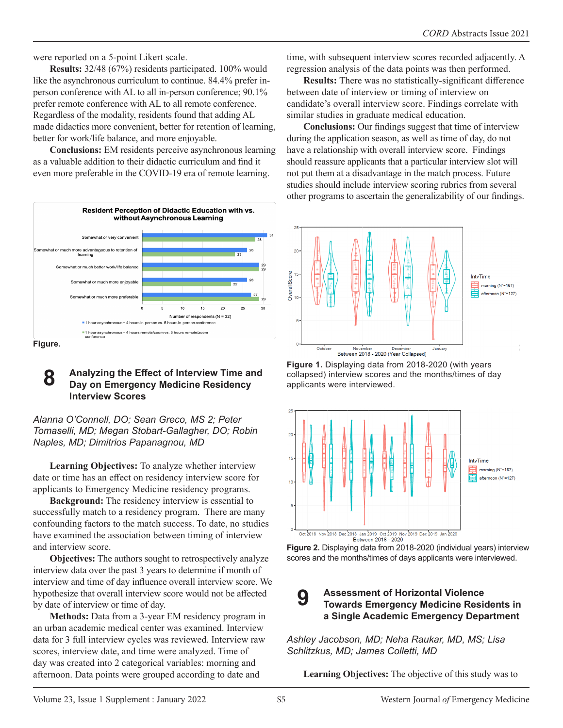were reported on a 5-point Likert scale.

**Results:** 32/48 (67%) residents participated. 100% would like the asynchronous curriculum to continue. 84.4% prefer in-person conference with AL to all in-person conference; 90.1% prefer remote conference with AL to all remote conference. Regardless of the modality, residents found that adding AL made didactics more convenient, better for retention of learning, better for work/life balance, and more enjoyable.

**Conclusions:** EM residents perceive asynchronous learning as a valuable addition to their didactic curriculum and find it even more preferable in the COVID-19 era of remote learning.

**Resident Perception of Didactic Education with vs. without Asynchronous Learning**

| | 1 hour asynchronous + 4 hours in-person vs. 5 hours in-person conference | 1 hour asynchronous + 4 hours remote/zoom vs. 5 hours remote/zoom conference |
|---|---|---|
| Somewhat or very convenient | 31 | 28 |
| Somewhat or much more advantageous to retention of learning | 26 | 23 |
| Somewhat or much better work/life balance | 29 | 29 |
| Somewhat or much more enjoyable | 26 | 22 |
| Somewhat or much more preferable | 27 | 29 |

Number of respondents (N = 32)

**Figure.**

## 8 Analyzing the Effect of Interview Time and Day on Emergency Medicine Residency Interview Scores

*Alanna O'Connell, DO; Sean Greco, MS 2; Peter Tomaselli, MD; Megan Stobart-Gallagher, DO; Robin Naples, MD; Dimitrios Papanagnou, MD*

**Learning Objectives:** To analyze whether interview date or time has an effect on residency interview score for applicants to Emergency Medicine residency programs.

**Background:** The residency interview is essential to successfully match to a residency program. There are many confounding factors to the match success. To date, no studies have examined the association between timing of interview and interview score.

**Objectives:** The authors sought to retrospectively analyze interview data over the past 3 years to determine if month of interview and time of day influence overall interview score. We hypothesize that overall interview score would not be affected by date of interview or time of day.

**Methods:** Data from a 3-year EM residency program in an urban academic medical center was examined. Interview data for 3 full interview cycles was reviewed. Interview raw scores, interview date, and time were analyzed. Time of day was created into 2 categorical variables: morning and afternoon. Data points were grouped according to date and time, with subsequent interview scores recorded adjacently. A regression analysis of the data points was then performed.

**Results:** There was no statistically-significant difference between date of interview or timing of interview on candidate's overall interview score. Findings correlate with similar studies in graduate medical education.

**Conclusions:** Our findings suggest that time of interview during the application season, as well as time of day, do not have a relationship with overall interview score. Findings should reassure applicants that a particular interview slot will not put them at a disadvantage in the match process. Future studies should include interview scoring rubrics from several other programs to ascertain the generalizability of our findings.

**Figure 1.** Displaying data from 2018-2020 (with years collapsed) interview scores and the months/times of day applicants were interviewed.

**Figure 2.** Displaying data from 2018-2020 (individual years) interview scores and the months/times of days applicants were interviewed.

## 9 Assessment of Horizontal Violence Towards Emergency Medicine Residents in a Single Academic Emergency Department

*Ashley Jacobson, MD; Neha Raukar, MD, MS; Lisa Schlitzkus, MD; James Colletti, MD*

**Learning Objectives:** The objective of this study was to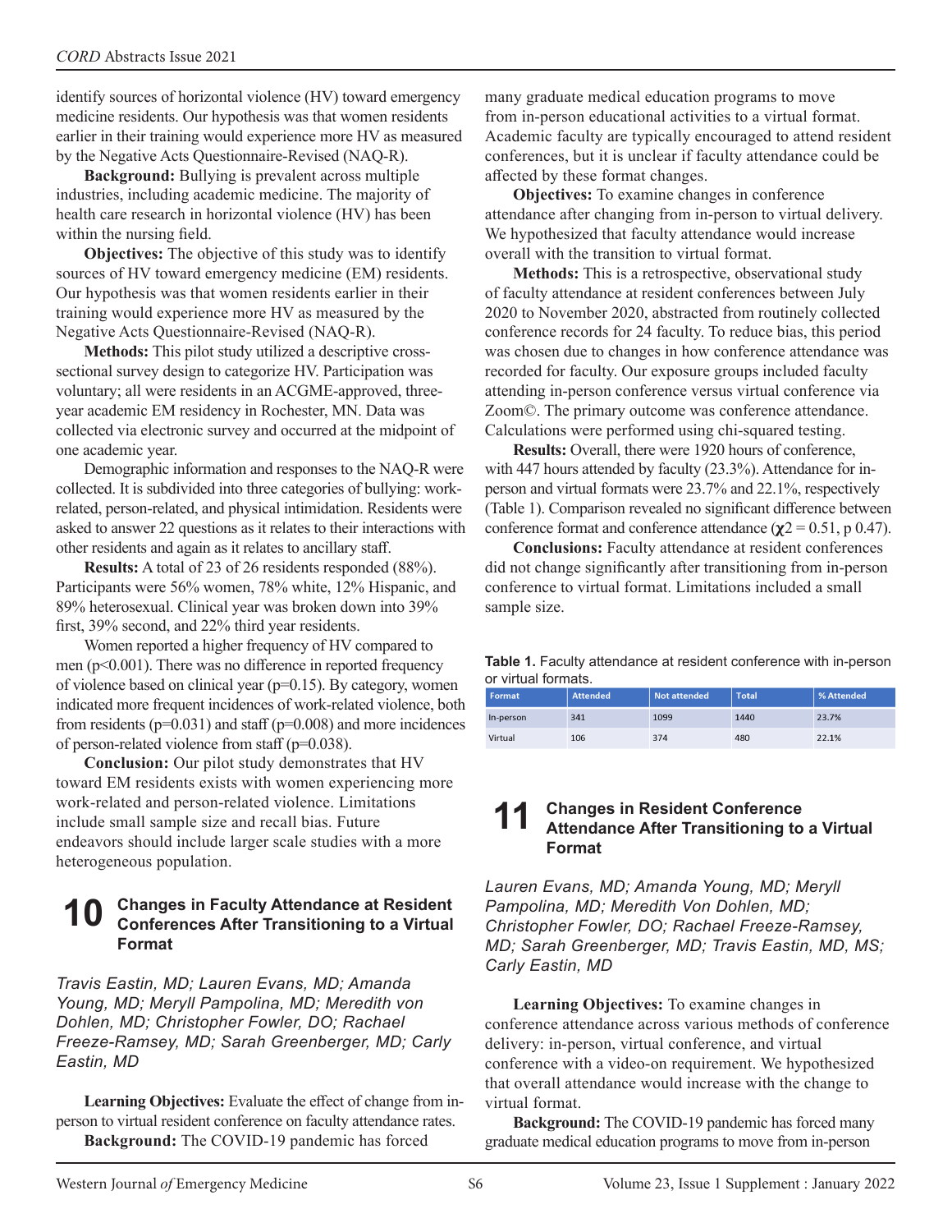identify sources of horizontal violence (HV) toward emergency medicine residents. Our hypothesis was that women residents earlier in their training would experience more HV as measured by the Negative Acts Questionnaire-Revised (NAQ-R).

**Background:** Bullying is prevalent across multiple industries, including academic medicine. The majority of health care research in horizontal violence (HV) has been within the nursing field.

**Objectives:** The objective of this study was to identify sources of HV toward emergency medicine (EM) residents. Our hypothesis was that women residents earlier in their training would experience more HV as measured by the Negative Acts Questionnaire-Revised (NAQ-R).

**Methods:** This pilot study utilized a descriptive cross-sectional survey design to categorize HV. Participation was voluntary; all were residents in an ACGME-approved, three-year academic EM residency in Rochester, MN. Data was collected via electronic survey and occurred at the midpoint of one academic year.

Demographic information and responses to the NAQ-R were collected. It is subdivided into three categories of bullying: work-related, person-related, and physical intimidation. Residents were asked to answer 22 questions as it relates to their interactions with other residents and again as it relates to ancillary staff.

**Results:** A total of 23 of 26 residents responded (88%). Participants were 56% women, 78% white, 12% Hispanic, and 89% heterosexual. Clinical year was broken down into 39% first, 39% second, and 22% third year residents.

Women reported a higher frequency of HV compared to men ($p<0.001$). There was no difference in reported frequency of violence based on clinical year ($p=0.15$). By category, women indicated more frequent incidences of work-related violence, both from residents ($p=0.031$) and staff ($p=0.008$) and more incidences of person-related violence from staff ($p=0.038$).

**Conclusion:** Our pilot study demonstrates that HV toward EM residents exists with women experiencing more work-related and person-related violence. Limitations include small sample size and recall bias. Future endeavors should include larger scale studies with a more heterogeneous population.

## 10 Changes in Faculty Attendance at Resident Conferences After Transitioning to a Virtual Format

*Travis Eastin, MD; Lauren Evans, MD; Amanda Young, MD; Meryll Pampolina, MD; Meredith von Dohlen, MD; Christopher Fowler, DO; Rachael Freeze-Ramsey, MD; Sarah Greenberger, MD; Carly Eastin, MD*

**Learning Objectives:** Evaluate the effect of change from in-person to virtual resident conference on faculty attendance rates.

**Background:** The COVID-19 pandemic has forced many graduate medical education programs to move from in-person educational activities to a virtual format. Academic faculty are typically encouraged to attend resident conferences, but it is unclear if faculty attendance could be affected by these format changes.

**Objectives:** To examine changes in conference attendance after changing from in-person to virtual delivery. We hypothesized that faculty attendance would increase overall with the transition to virtual format.

**Methods:** This is a retrospective, observational study of faculty attendance at resident conferences between July 2020 to November 2020, abstracted from routinely collected conference records for 24 faculty. To reduce bias, this period was chosen due to changes in how conference attendance was recorded for faculty. Our exposure groups included faculty attending in-person conference versus virtual conference via Zoom©. The primary outcome was conference attendance. Calculations were performed using chi-squared testing.

**Results:** Overall, there were 1920 hours of conference, with 447 hours attended by faculty (23.3%). Attendance for in-person and virtual formats were 23.7% and 22.1%, respectively (Table 1). Comparison revealed no significant difference between conference format and conference attendance ($\chi^2 = 0.51$, p 0.47).

**Conclusions:** Faculty attendance at resident conferences did not change significantly after transitioning from in-person conference to virtual format. Limitations included a small sample size.

**Table 1.** Faculty attendance at resident conference with in-person or virtual formats.

| Format | Attended | Not attended | Total | % Attended |
|---|---|---|---|---|
| In-person | 341 | 1099 | 1440 | 23.7% |
| Virtual | 106 | 374 | 480 | 22.1% |

## 11 Changes in Resident Conference Attendance After Transitioning to a Virtual Format

*Lauren Evans, MD; Amanda Young, MD; Meryll Pampolina, MD; Meredith Von Dohlen, MD; Christopher Fowler, DO; Rachael Freeze-Ramsey, MD; Sarah Greenberger, MD; Travis Eastin, MD, MS; Carly Eastin, MD*

**Learning Objectives:** To examine changes in conference attendance across various methods of conference delivery: in-person, virtual conference, and virtual conference with a video-on requirement. We hypothesized that overall attendance would increase with the change to virtual format.

**Background:** The COVID-19 pandemic has forced many graduate medical education programs to move from in-person